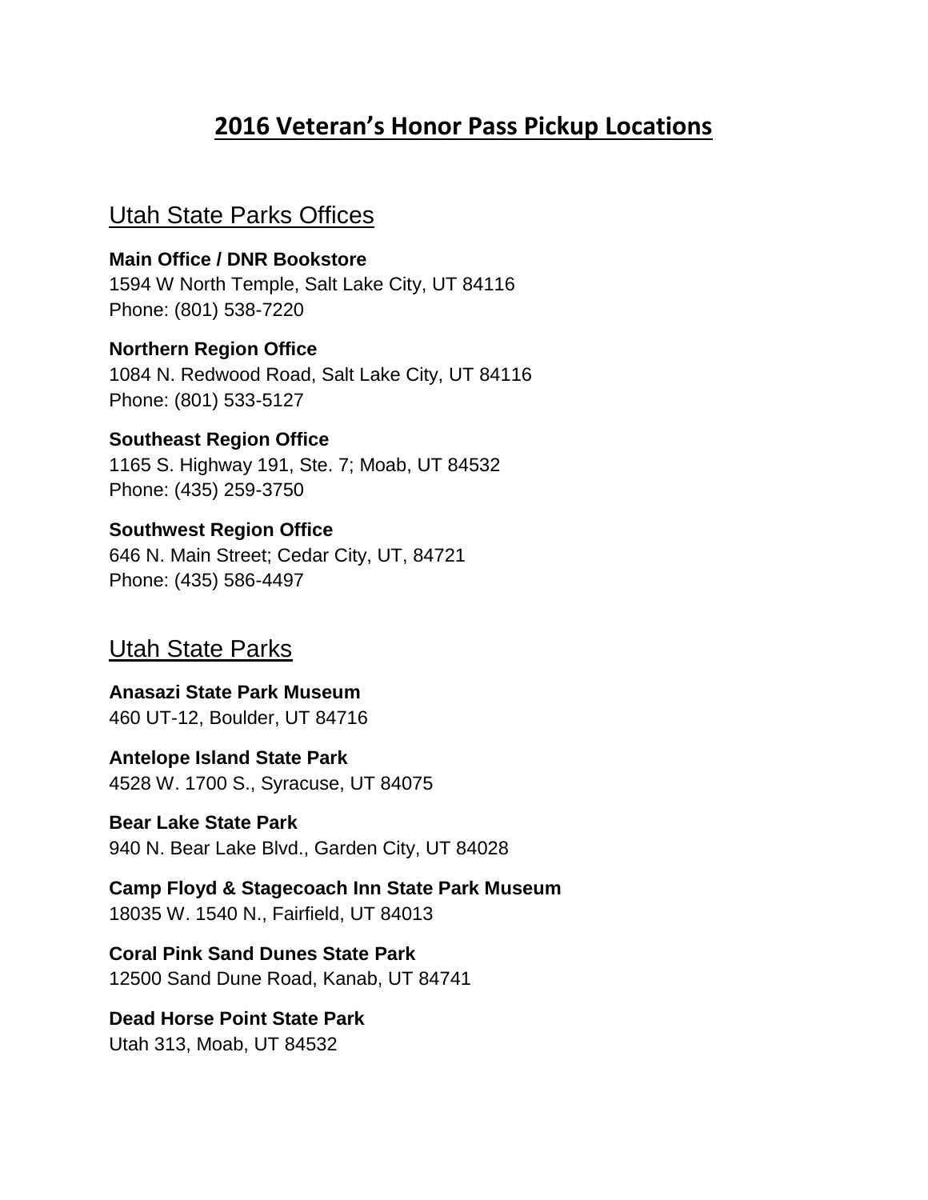# 2016 Veteran's Honor Pass Pickup Locations

## Utah State Parks Offices

**Main Office / DNR Bookstore**
1594 W North Temple, Salt Lake City, UT 84116
Phone: (801) 538-7220

**Northern Region Office**
1084 N. Redwood Road, Salt Lake City, UT 84116
Phone: (801) 533-5127

**Southeast Region Office**
1165 S. Highway 191, Ste. 7; Moab, UT 84532
Phone: (435) 259-3750

**Southwest Region Office**
646 N. Main Street; Cedar City, UT, 84721
Phone: (435) 586-4497

## Utah State Parks

**Anasazi State Park Museum**
460 UT-12, Boulder, UT 84716

**Antelope Island State Park**
4528 W. 1700 S., Syracuse, UT 84075

**Bear Lake State Park**
940 N. Bear Lake Blvd., Garden City, UT 84028

**Camp Floyd & Stagecoach Inn State Park Museum**
18035 W. 1540 N., Fairfield, UT 84013

**Coral Pink Sand Dunes State Park**
12500 Sand Dune Road, Kanab, UT 84741

**Dead Horse Point State Park**
Utah 313, Moab, UT 84532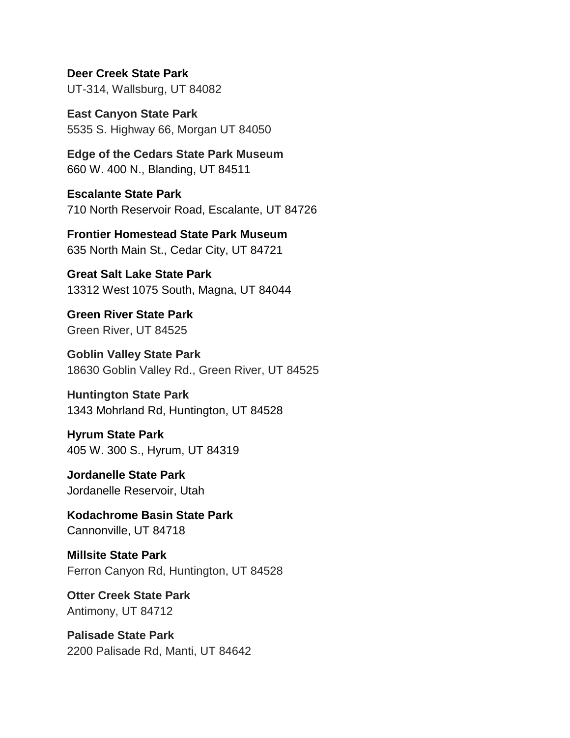**Deer Creek State Park**
UT-314, Wallsburg, UT 84082

**East Canyon State Park**
5535 S. Highway 66, Morgan UT 84050

**Edge of the Cedars State Park Museum**
660 W. 400 N., Blanding, UT 84511

**Escalante State Park**
710 North Reservoir Road, Escalante, UT 84726

**Frontier Homestead State Park Museum**
635 North Main St., Cedar City, UT 84721

**Great Salt Lake State Park**
13312 West 1075 South, Magna, UT 84044

**Green River State Park**
Green River, UT 84525

**Goblin Valley State Park**
18630 Goblin Valley Rd., Green River, UT 84525

**Huntington State Park**
1343 Mohrland Rd, Huntington, UT 84528

**Hyrum State Park**
405 W. 300 S., Hyrum, UT 84319

**Jordanelle State Park**
Jordanelle Reservoir, Utah

**Kodachrome Basin State Park**
Cannonville, UT 84718

**Millsite State Park**
Ferron Canyon Rd, Huntington, UT 84528

**Otter Creek State Park**
Antimony, UT 84712

**Palisade State Park**
2200 Palisade Rd, Manti, UT 84642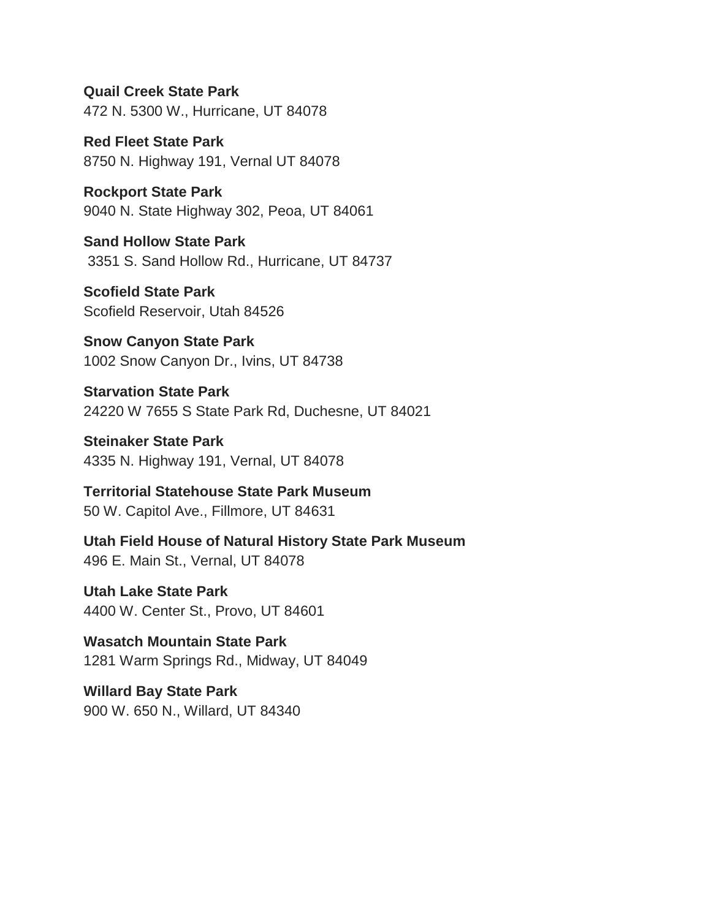**Quail Creek State Park**
472 N. 5300 W., Hurricane, UT 84078

**Red Fleet State Park**
8750 N. Highway 191, Vernal UT 84078

**Rockport State Park**
9040 N. State Highway 302, Peoa, UT 84061

**Sand Hollow State Park**
3351 S. Sand Hollow Rd., Hurricane, UT 84737

**Scofield State Park**
Scofield Reservoir, Utah 84526

**Snow Canyon State Park**
1002 Snow Canyon Dr., Ivins, UT 84738

**Starvation State Park**
24220 W 7655 S State Park Rd, Duchesne, UT 84021

**Steinaker State Park**
4335 N. Highway 191, Vernal, UT 84078

**Territorial Statehouse State Park Museum**
50 W. Capitol Ave., Fillmore, UT 84631

**Utah Field House of Natural History State Park Museum**
496 E. Main St., Vernal, UT 84078

**Utah Lake State Park**
4400 W. Center St., Provo, UT 84601

**Wasatch Mountain State Park**
1281 Warm Springs Rd., Midway, UT 84049

**Willard Bay State Park**
900 W. 650 N., Willard, UT 84340